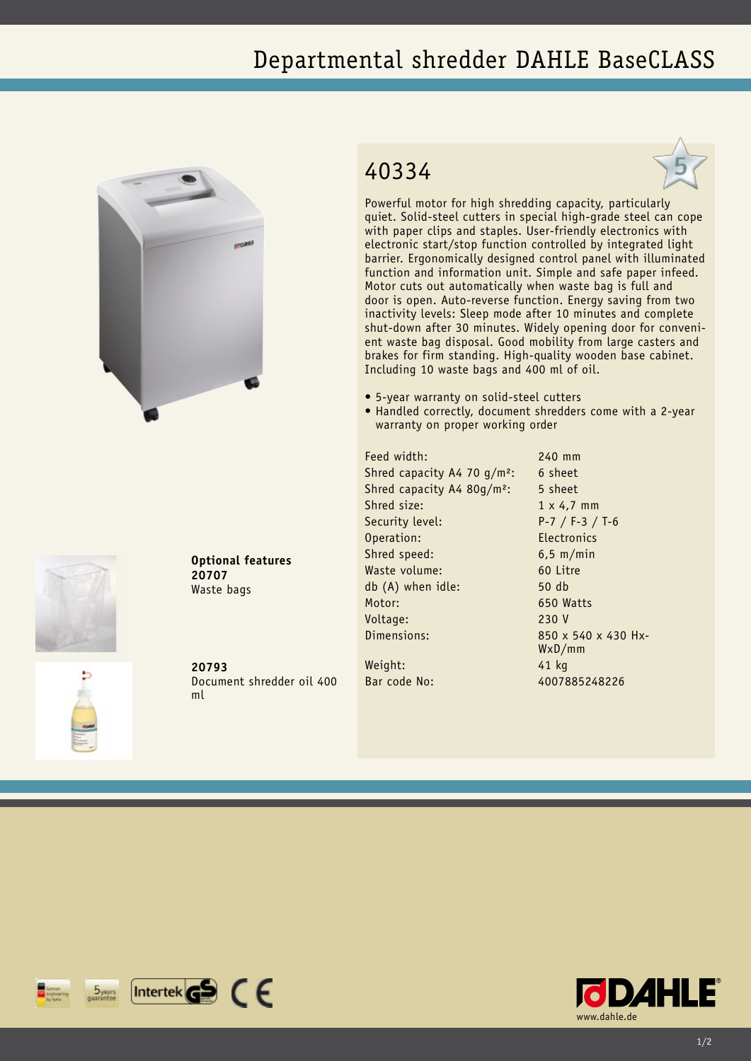# Departmental shredder DAHLE BaseCLASS

## 40334

Powerful motor for high shredding capacity, particularly quiet. Solid-steel cutters in special high-grade steel can cope with paper clips and staples. User-friendly electronics with electronic start/stop function controlled by integrated light barrier. Ergonomically designed control panel with illuminated function and information unit. Simple and safe paper infeed. Motor cuts out automatically when waste bag is full and door is open. Auto-reverse function. Energy saving from two inactivity levels: Sleep mode after 10 minutes and complete shut-down after 30 minutes. Widely opening door for convenient waste bag disposal. Good mobility from large casters and brakes for firm standing. High-quality wooden base cabinet. Including 10 waste bags and 400 ml of oil.

- 5-year warranty on solid-steel cutters
- Handled correctly, document shredders come with a 2-year warranty on proper working order

| | |
|---|---|
| Feed width: | 240 mm |
| Shred capacity A4 70 g/m²: | 6 sheet |
| Shred capacity A4 80g/m²: | 5 sheet |
| Shred size: | 1 x 4,7 mm |
| Security level: | P-7 / F-3 / T-6 |
| Operation: | Electronics |
| Shred speed: | 6,5 m/min |
| Waste volume: | 60 Litre |
| db (A) when idle: | 50 db |
| Motor: | 650 Watts |
| Voltage: | 230 V |
| Dimensions: | 850 x 540 x 430 HxWxD/mm |
| Weight: | 41 kg |
| Bar code No: | 4007885248226 |

**Optional features**

**20707**
Waste bags

**20793**
Document shredder oil 400 ml

www.dahle.de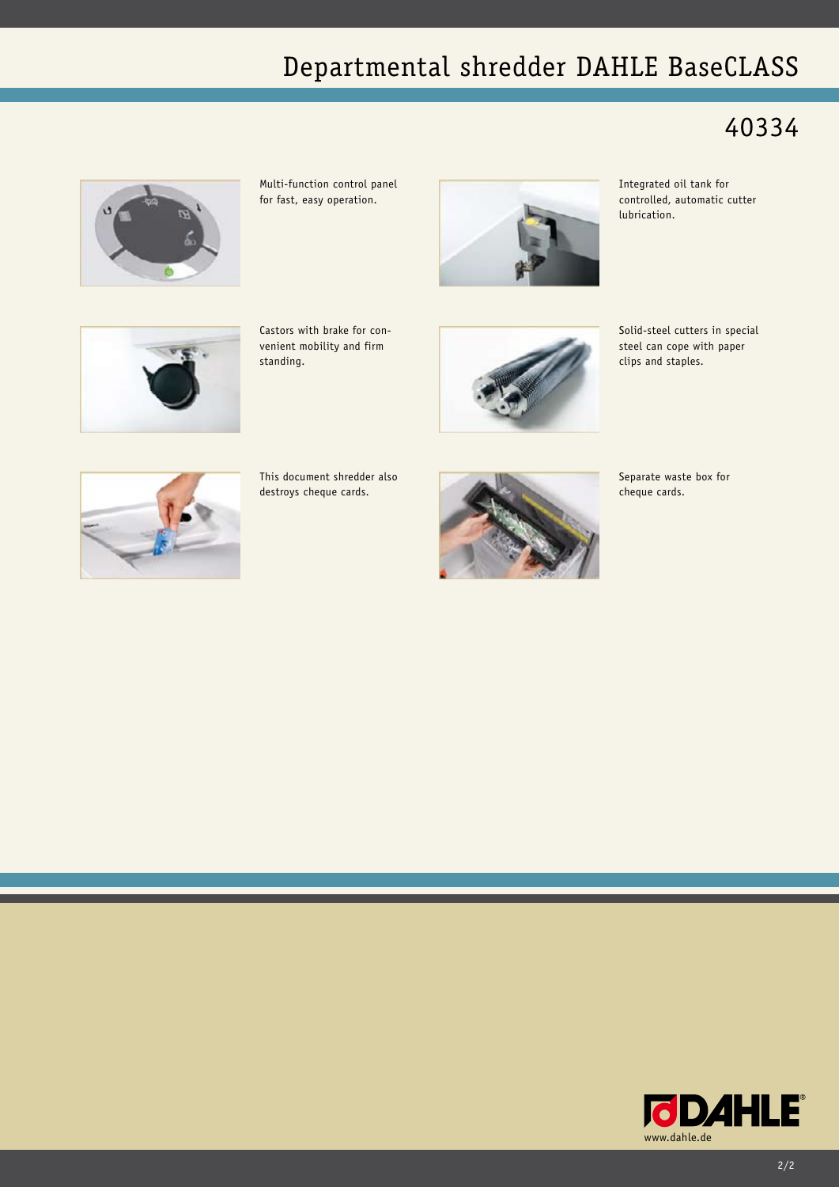# Departmental shredder DAHLE BaseCLASS

## 40334

Multi-function control panel for fast, easy operation.

Integrated oil tank for controlled, automatic cutter lubrication.

Castors with brake for convenient mobility and firm standing.

Solid-steel cutters in special steel can cope with paper clips and staples.

This document shredder also destroys cheque cards.

Separate waste box for cheque cards.

www.dahle.de